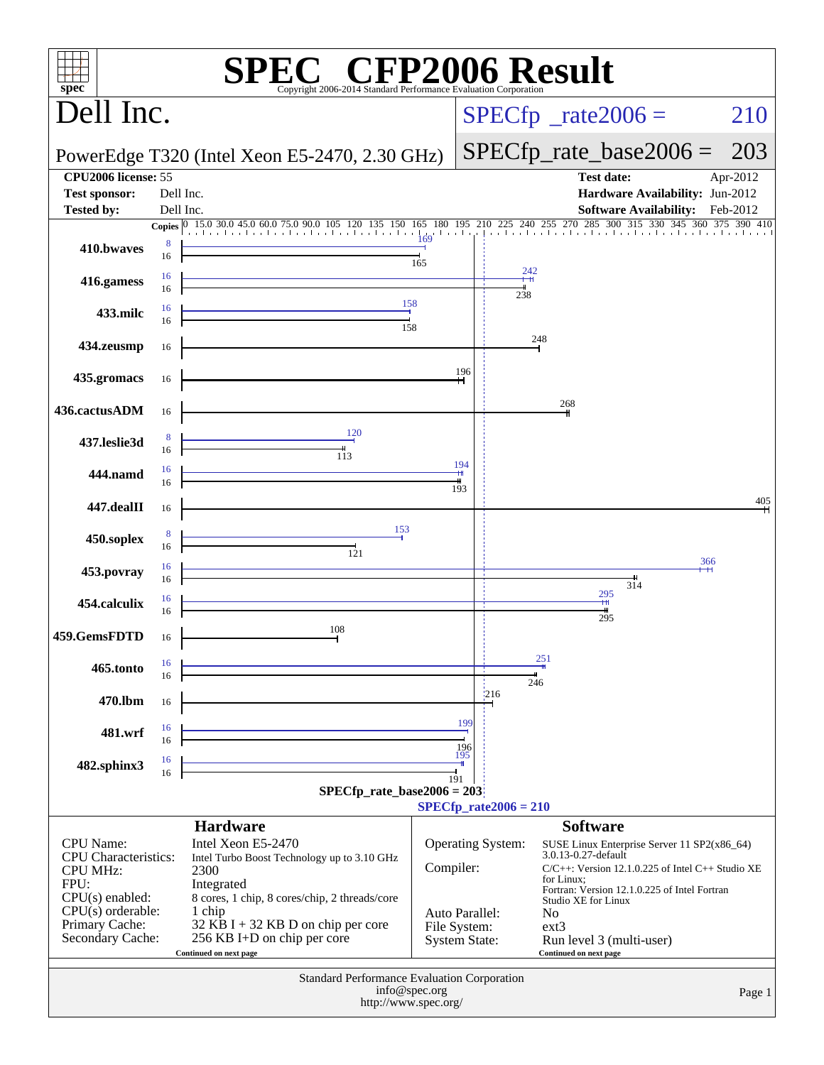# SPEC CFP2006 Result

Copyright 2006-2014 Standard Performance Evaluation Corporation

## Dell Inc.

**PowerEdge T320 (Intel Xeon E5-2470, 2.30 GHz)**

SPECfp_rate2006 = 210

SPECfp_rate_base2006 = 203

| | | | |
|---|---|---|---|
| **CPU2006 license:** | 55 | **Test date:** | Apr-2012 |
| **Test sponsor:** | Dell Inc. | **Hardware Availability:** | Jun-2012 |
| **Tested by:** | Dell Inc. | **Software Availability:** | Feb-2012 |

| Benchmark | Copies (peak) | Peak | Copies (base) | Base |
|---|---|---|---|---|
| 410.bwaves | 8 | 169 | 16 | 165 |
| 416.gamess | 16 | 242 | 16 | 238 |
| 433.milc | 16 | 158 | 16 | 158 |
| 434.zeusmp | | | 16 | 248 |
| 435.gromacs | | | 16 | 196 |
| 436.cactusADM | | | 16 | 268 |
| 437.leslie3d | 8 | 120 | 16 | 113 |
| 444.namd | 16 | 194 | 16 | 193 |
| 447.dealII | | | 16 | 405 |
| 450.soplex | 8 | 153 | 16 | 121 |
| 453.povray | 16 | 366 | 16 | 314 |
| 454.calculix | 16 | 295 | 16 | 295 |
| 459.GemsFDTD | | | 16 | 108 |
| 465.tonto | 16 | 251 | 16 | 246 |
| 470.lbm | | | 16 | 216 |
| 481.wrf | 16 | 199 | 16 | 196 |
| 482.sphinx3 | 16 | 195 | 16 | 191 |

SPECfp_rate_base2006 = 203

SPECfp_rate2006 = 210

## Hardware

| | |
|---|---|
| CPU Name: | Intel Xeon E5-2470 |
| CPU Characteristics: | Intel Turbo Boost Technology up to 3.10 GHz |
| CPU MHz: | 2300 |
| FPU: | Integrated |
| CPU(s) enabled: | 8 cores, 1 chip, 8 cores/chip, 2 threads/core |
| CPU(s) orderable: | 1 chip |
| Primary Cache: | 32 KB I + 32 KB D on chip per core |
| Secondary Cache: | 256 KB I+D on chip per core |

Continued on next page

## Software

| | |
|---|---|
| Operating System: | SUSE Linux Enterprise Server 11 SP2(x86_64) 3.0.13-0.27-default |
| Compiler: | C/C++: Version 12.1.0.225 of Intel C++ Studio XE for Linux; Fortran: Version 12.1.0.225 of Intel Fortran Studio XE for Linux |
| Auto Parallel: | No |
| File System: | ext3 |
| System State: | Run level 3 (multi-user) |

Continued on next page

Standard Performance Evaluation Corporation
info@spec.org
http://www.spec.org/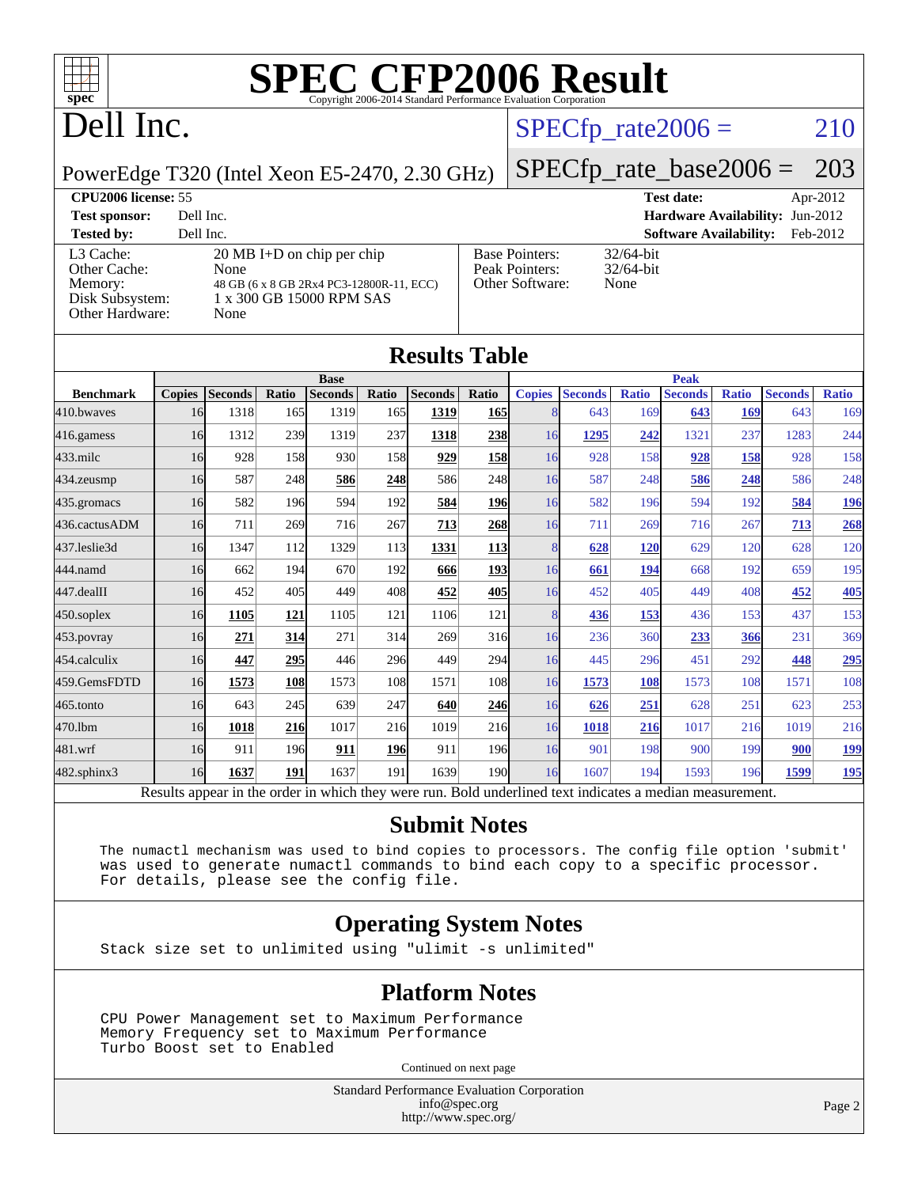# SPEC CFP2006 Result

Copyright 2006-2014 Standard Performance Evaluation Corporation

## Dell Inc.

PowerEdge T320 (Intel Xeon E5-2470, 2.30 GHz)

SPECfp_rate2006 = 210

SPECfp_rate_base2006 = 203

**CPU2006 license:** 55 | **Test date:** Apr-2012
**Test sponsor:** Dell Inc. | **Hardware Availability:** Jun-2012
**Tested by:** Dell Inc. | **Software Availability:** Feb-2012

| | |
|---|---|
| L3 Cache: | 20 MB I+D on chip per chip |
| Other Cache: | None |
| Memory: | 48 GB (6 x 8 GB 2Rx4 PC3-12800R-11, ECC) |
| Disk Subsystem: | 1 x 300 GB 15000 RPM SAS |
| Other Hardware: | None |

| | |
|---|---|
| Base Pointers: | 32/64-bit |
| Peak Pointers: | 32/64-bit |
| Other Software: | None |

## Results Table

| | Base | | | | | | | Peak | | | | | | |
|---|---|---|---|---|---|---|---|---|---|---|---|---|---|---|
| Benchmark | Copies | Seconds | Ratio | Seconds | Ratio | Seconds | Ratio | Copies | Seconds | Ratio | Seconds | Ratio | Seconds | Ratio |
| 410.bwaves | 16 | 1318 | 165 | 1319 | 165 | **1319** | **165** | 8 | 643 | 169 | **643** | **169** | 643 | 169 |
| 416.gamess | 16 | 1312 | 239 | 1319 | 237 | **1318** | **238** | 16 | **1295** | **242** | 1321 | 237 | 1283 | 244 |
| 433.milc | 16 | 928 | 158 | 930 | 158 | **929** | **158** | 16 | 928 | 158 | **928** | **158** | 928 | 158 |
| 434.zeusmp | 16 | 587 | 248 | **586** | **248** | 586 | 248 | 16 | 587 | 248 | **586** | **248** | 586 | 248 |
| 435.gromacs | 16 | 582 | 196 | 594 | 192 | **584** | **196** | 16 | 582 | 196 | 594 | 192 | **584** | **196** |
| 436.cactusADM | 16 | 711 | 269 | 716 | 267 | **713** | **268** | 16 | 711 | 269 | 716 | 267 | **713** | **268** |
| 437.leslie3d | 16 | 1347 | 112 | 1329 | 113 | **1331** | **113** | 8 | **628** | **120** | 629 | 120 | 628 | 120 |
| 444.namd | 16 | 662 | 194 | 670 | 192 | **666** | **193** | 16 | **661** | **194** | 668 | 192 | 659 | 195 |
| 447.dealII | 16 | 452 | 405 | 449 | 408 | **452** | **405** | 16 | 452 | 405 | 449 | 408 | **452** | **405** |
| 450.soplex | 16 | **1105** | **121** | 1105 | 121 | 1106 | 121 | 8 | **436** | **153** | 436 | 153 | 437 | 153 |
| 453.povray | 16 | **271** | **314** | 271 | 314 | 269 | 316 | 16 | 236 | 360 | **233** | **366** | 231 | 369 |
| 454.calculix | 16 | **447** | **295** | 446 | 296 | 449 | 294 | 16 | 445 | 296 | 451 | 292 | **448** | **295** |
| 459.GemsFDTD | 16 | **1573** | **108** | 1573 | 108 | 1571 | 108 | 16 | **1573** | **108** | 1573 | 108 | 1571 | 108 |
| 465.tonto | 16 | 643 | 245 | 639 | 247 | **640** | **246** | 16 | **626** | **251** | 628 | 251 | 623 | 253 |
| 470.lbm | 16 | **1018** | **216** | 1017 | 216 | 1019 | 216 | 16 | **1018** | **216** | 1017 | 216 | 1019 | 216 |
| 481.wrf | 16 | 911 | 196 | **911** | **196** | 911 | 196 | 16 | 901 | 198 | 900 | 199 | **900** | **199** |
| 482.sphinx3 | 16 | **1637** | **191** | 1637 | 191 | 1639 | 190 | 16 | 1607 | 194 | 1593 | 196 | **1599** | **195** |

Results appear in the order in which they were run. Bold underlined text indicates a median measurement.

## Submit Notes

```
The numactl mechanism was used to bind copies to processors. The config file option 'submit'
was used to generate numactl commands to bind each copy to a specific processor.
For details, please see the config file.
```

## Operating System Notes

```
Stack size set to unlimited using "ulimit -s unlimited"
```

## Platform Notes

```
CPU Power Management set to Maximum Performance
Memory Frequency set to Maximum Performance
Turbo Boost set to Enabled
```

Continued on next page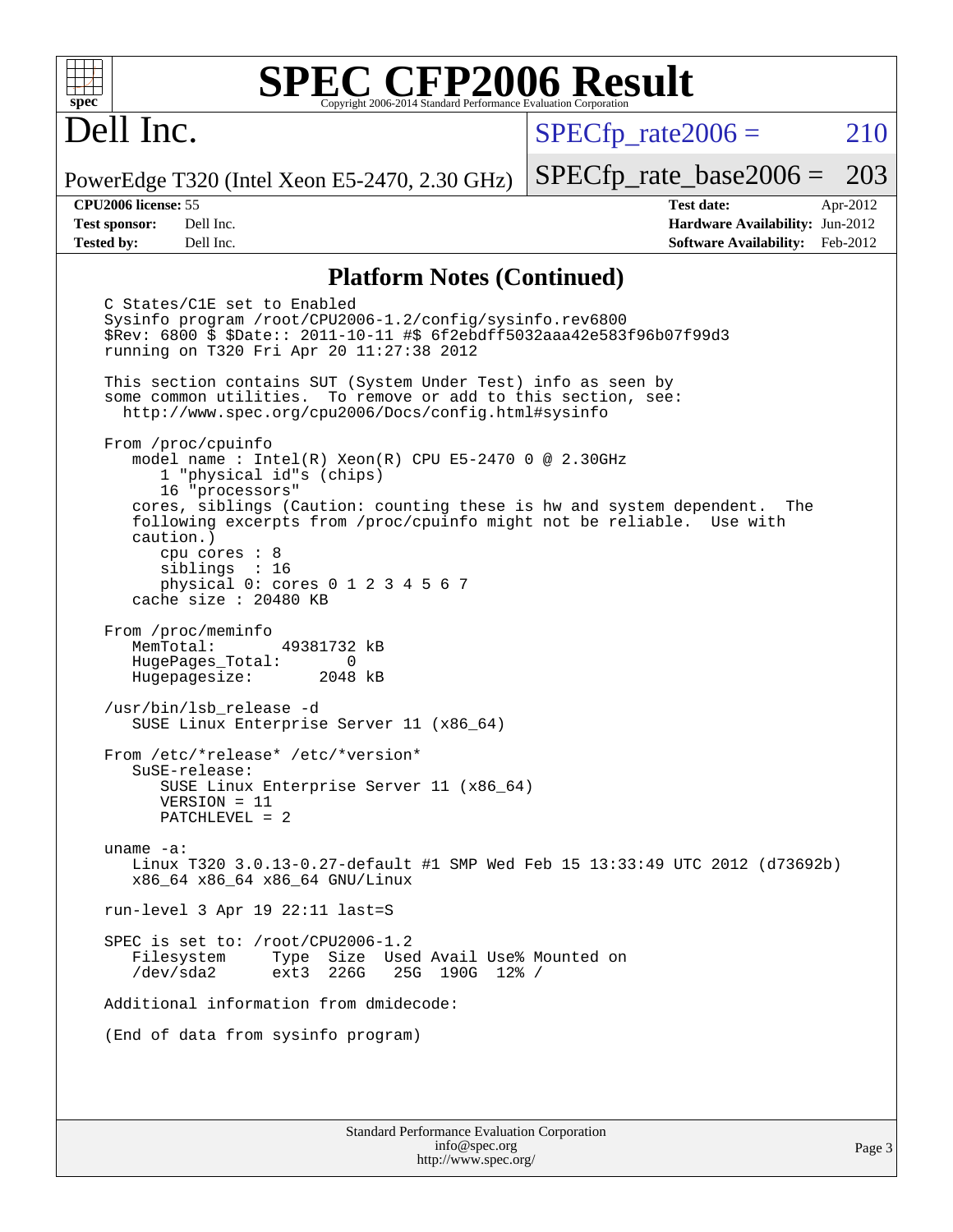# SPEC CFP2006 Result

Copyright 2006-2014 Standard Performance Evaluation Corporation

## Dell Inc.

PowerEdge T320 (Intel Xeon E5-2470, 2.30 GHz)

SPECfp_rate2006 = 210

SPECfp_rate_base2006 = 203

**CPU2006 license:** 55
**Test sponsor:** Dell Inc.
**Tested by:** Dell Inc.

**Test date:** Apr-2012
**Hardware Availability:** Jun-2012
**Software Availability:** Feb-2012

### Platform Notes (Continued)

```
C States/C1E set to Enabled
Sysinfo program /root/CPU2006-1.2/config/sysinfo.rev6800
$Rev: 6800 $ $Date:: 2011-10-11 #$ 6f2ebdff5032aaa42e583f96b07f99d3
running on T320 Fri Apr 20 11:27:38 2012

This section contains SUT (System Under Test) info as seen by
some common utilities.  To remove or add to this section, see:
  http://www.spec.org/cpu2006/Docs/config.html#sysinfo

From /proc/cpuinfo
   model name : Intel(R) Xeon(R) CPU E5-2470 0 @ 2.30GHz
      1 "physical id"s (chips)
      16 "processors"
   cores, siblings (Caution: counting these is hw and system dependent.  The
   following excerpts from /proc/cpuinfo might not be reliable.  Use with
   caution.)
      cpu cores : 8
      siblings  : 16
      physical 0: cores 0 1 2 3 4 5 6 7
   cache size : 20480 KB

From /proc/meminfo
   MemTotal:       49381732 kB
   HugePages_Total:       0
   Hugepagesize:       2048 kB

/usr/bin/lsb_release -d
   SUSE Linux Enterprise Server 11 (x86_64)

From /etc/*release* /etc/*version*
   SuSE-release:
      SUSE Linux Enterprise Server 11 (x86_64)
      VERSION = 11
      PATCHLEVEL = 2

uname -a:
   Linux T320 3.0.13-0.27-default #1 SMP Wed Feb 15 13:33:49 UTC 2012 (d73692b)
   x86_64 x86_64 x86_64 GNU/Linux

run-level 3 Apr 19 22:11 last=S

SPEC is set to: /root/CPU2006-1.2
   Filesystem     Type  Size  Used Avail Use% Mounted on
   /dev/sda2      ext3  226G   25G  190G  12% /

Additional information from dmidecode:

(End of data from sysinfo program)
```

Standard Performance Evaluation Corporation
info@spec.org
http://www.spec.org/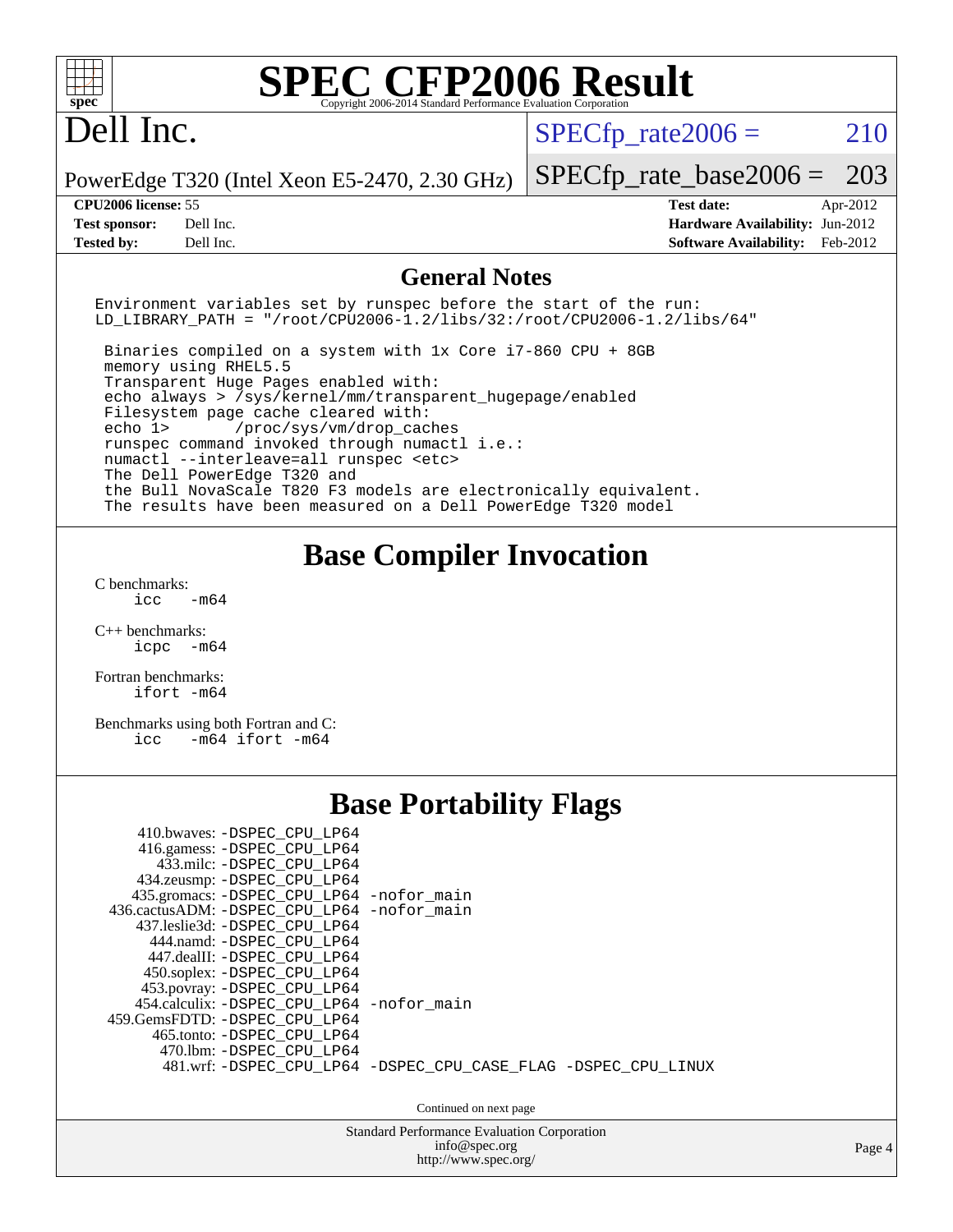# SPEC CFP2006 Result

Copyright 2006-2014 Standard Performance Evaluation Corporation

## Dell Inc.

PowerEdge T320 (Intel Xeon E5-2470, 2.30 GHz)

SPECfp_rate2006 = 210

SPECfp_rate_base2006 = 203

| | | | |
|---|---|---|---|
| **CPU2006 license:** 55 | | **Test date:** | Apr-2012 |
| **Test sponsor:** | Dell Inc. | **Hardware Availability:** | Jun-2012 |
| **Tested by:** | Dell Inc. | **Software Availability:** | Feb-2012 |

## General Notes

```
Environment variables set by runspec before the start of the run:
LD_LIBRARY_PATH = "/root/CPU2006-1.2/libs/32:/root/CPU2006-1.2/libs/64"

 Binaries compiled on a system with 1x Core i7-860 CPU + 8GB
 memory using RHEL5.5
 Transparent Huge Pages enabled with:
 echo always > /sys/kernel/mm/transparent_hugepage/enabled
 Filesystem page cache cleared with:
 echo 1>       /proc/sys/vm/drop_caches
 runspec command invoked through numactl i.e.:
 numactl --interleave=all runspec <etc>
 The Dell PowerEdge T320 and
 the Bull NovaScale T820 F3 models are electronically equivalent.
 The results have been measured on a Dell PowerEdge T320 model
```

## Base Compiler Invocation

C benchmarks:
```
icc   -m64
```

C++ benchmarks:
```
icpc  -m64
```

Fortran benchmarks:
```
ifort -m64
```

Benchmarks using both Fortran and C:
```
icc   -m64 ifort -m64
```

## Base Portability Flags

```
   410.bwaves: -DSPEC_CPU_LP64
   416.gamess: -DSPEC_CPU_LP64
     433.milc: -DSPEC_CPU_LP64
   434.zeusmp: -DSPEC_CPU_LP64
  435.gromacs: -DSPEC_CPU_LP64 -nofor_main
 436.cactusADM: -DSPEC_CPU_LP64 -nofor_main
  437.leslie3d: -DSPEC_CPU_LP64
     444.namd: -DSPEC_CPU_LP64
   447.dealII: -DSPEC_CPU_LP64
   450.soplex: -DSPEC_CPU_LP64
   453.povray: -DSPEC_CPU_LP64
  454.calculix: -DSPEC_CPU_LP64 -nofor_main
459.GemsFDTD: -DSPEC_CPU_LP64
    465.tonto: -DSPEC_CPU_LP64
      470.lbm: -DSPEC_CPU_LP64
      481.wrf: -DSPEC_CPU_LP64 -DSPEC_CPU_CASE_FLAG -DSPEC_CPU_LINUX
```

Continued on next page

Standard Performance Evaluation Corporation
info@spec.org
http://www.spec.org/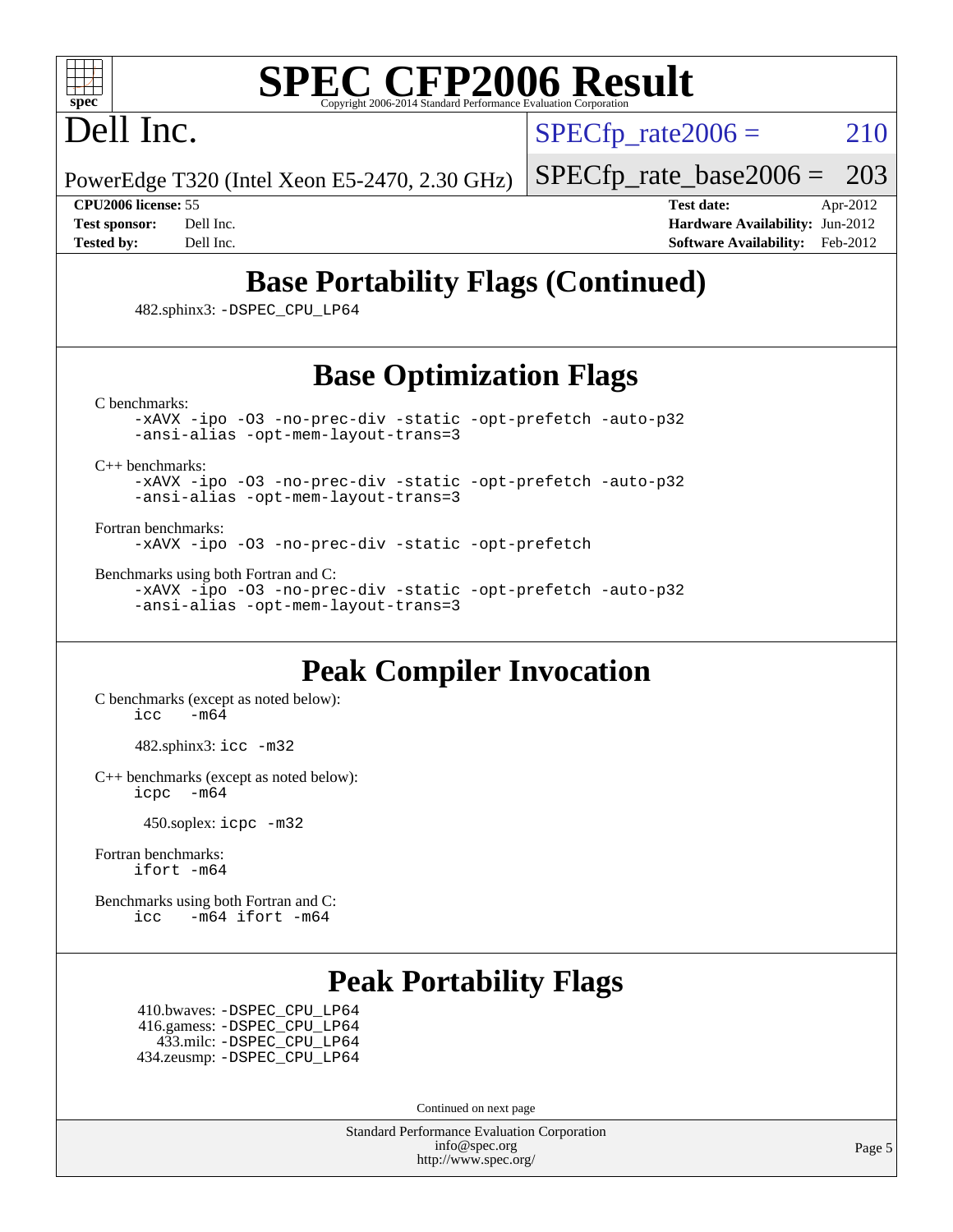# SPEC CFP2006 Result

Copyright 2006-2014 Standard Performance Evaluation Corporation

**Dell Inc.**

PowerEdge T320 (Intel Xeon E5-2470, 2.30 GHz)

SPECfp_rate2006 = 210

SPECfp_rate_base2006 = 203

**CPU2006 license:** 55
**Test sponsor:** Dell Inc.
**Tested by:** Dell Inc.

**Test date:** Apr-2012
**Hardware Availability:** Jun-2012
**Software Availability:** Feb-2012

## Base Portability Flags (Continued)

482.sphinx3: `-DSPEC_CPU_LP64`

## Base Optimization Flags

C benchmarks:

```
-xAVX -ipo -O3 -no-prec-div -static -opt-prefetch -auto-p32
-ansi-alias -opt-mem-layout-trans=3
```

C++ benchmarks:

```
-xAVX -ipo -O3 -no-prec-div -static -opt-prefetch -auto-p32
-ansi-alias -opt-mem-layout-trans=3
```

Fortran benchmarks:

```
-xAVX -ipo -O3 -no-prec-div -static -opt-prefetch
```

Benchmarks using both Fortran and C:

```
-xAVX -ipo -O3 -no-prec-div -static -opt-prefetch -auto-p32
-ansi-alias -opt-mem-layout-trans=3
```

## Peak Compiler Invocation

C benchmarks (except as noted below):

```
icc   -m64
```

482.sphinx3: `icc -m32`

C++ benchmarks (except as noted below):

```
icpc   -m64
```

450.soplex: `icpc -m32`

Fortran benchmarks:

```
ifort -m64
```

Benchmarks using both Fortran and C:

```
icc   -m64 ifort -m64
```

## Peak Portability Flags

410.bwaves: `-DSPEC_CPU_LP64`
416.gamess: `-DSPEC_CPU_LP64`
433.milc: `-DSPEC_CPU_LP64`
434.zeusmp: `-DSPEC_CPU_LP64`

Continued on next page

Standard Performance Evaluation Corporation
info@spec.org
http://www.spec.org/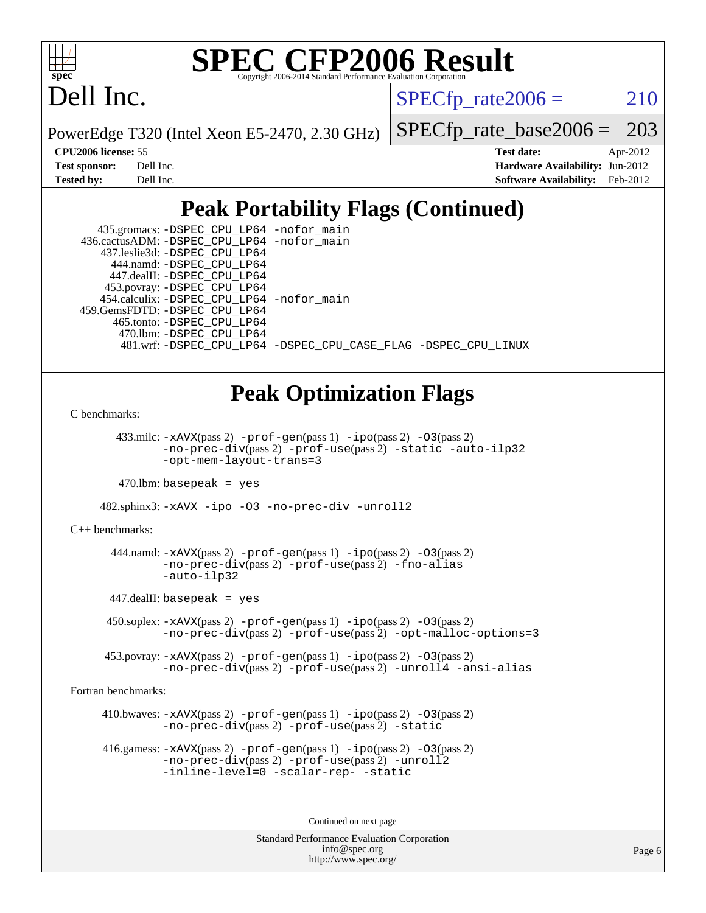# Dell Inc.

PowerEdge T320 (Intel Xeon E5-2470, 2.30 GHz)

SPECfp_rate2006 = 210

SPECfp_rate_base2006 = 203

**CPU2006 license:** 55
**Test sponsor:** Dell Inc.
**Tested by:** Dell Inc.

**Test date:** Apr-2012
**Hardware Availability:** Jun-2012
**Software Availability:** Feb-2012

## Peak Portability Flags (Continued)

435.gromacs: -DSPEC_CPU_LP64 -nofor_main
436.cactusADM: -DSPEC_CPU_LP64 -nofor_main
437.leslie3d: -DSPEC_CPU_LP64
444.namd: -DSPEC_CPU_LP64
447.dealII: -DSPEC_CPU_LP64
453.povray: -DSPEC_CPU_LP64
454.calculix: -DSPEC_CPU_LP64 -nofor_main
459.GemsFDTD: -DSPEC_CPU_LP64
465.tonto: -DSPEC_CPU_LP64
470.lbm: -DSPEC_CPU_LP64
481.wrf: -DSPEC_CPU_LP64 -DSPEC_CPU_CASE_FLAG -DSPEC_CPU_LINUX

## Peak Optimization Flags

C benchmarks:

433.milc: -xAVX(pass 2) -prof-gen(pass 1) -ipo(pass 2) -O3(pass 2) -no-prec-div(pass 2) -prof-use(pass 2) -static -auto-ilp32 -opt-mem-layout-trans=3

470.lbm: basepeak = yes

482.sphinx3: -xAVX -ipo -O3 -no-prec-div -unroll2

C++ benchmarks:

444.namd: -xAVX(pass 2) -prof-gen(pass 1) -ipo(pass 2) -O3(pass 2) -no-prec-div(pass 2) -prof-use(pass 2) -fno-alias -auto-ilp32

447.dealII: basepeak = yes

450.soplex: -xAVX(pass 2) -prof-gen(pass 1) -ipo(pass 2) -O3(pass 2) -no-prec-div(pass 2) -prof-use(pass 2) -opt-malloc-options=3

453.povray: -xAVX(pass 2) -prof-gen(pass 1) -ipo(pass 2) -O3(pass 2) -no-prec-div(pass 2) -prof-use(pass 2) -unroll4 -ansi-alias

Fortran benchmarks:

410.bwaves: -xAVX(pass 2) -prof-gen(pass 1) -ipo(pass 2) -O3(pass 2) -no-prec-div(pass 2) -prof-use(pass 2) -static

416.gamess: -xAVX(pass 2) -prof-gen(pass 1) -ipo(pass 2) -O3(pass 2) -no-prec-div(pass 2) -prof-use(pass 2) -unroll2 -inline-level=0 -scalar-rep- -static

Continued on next page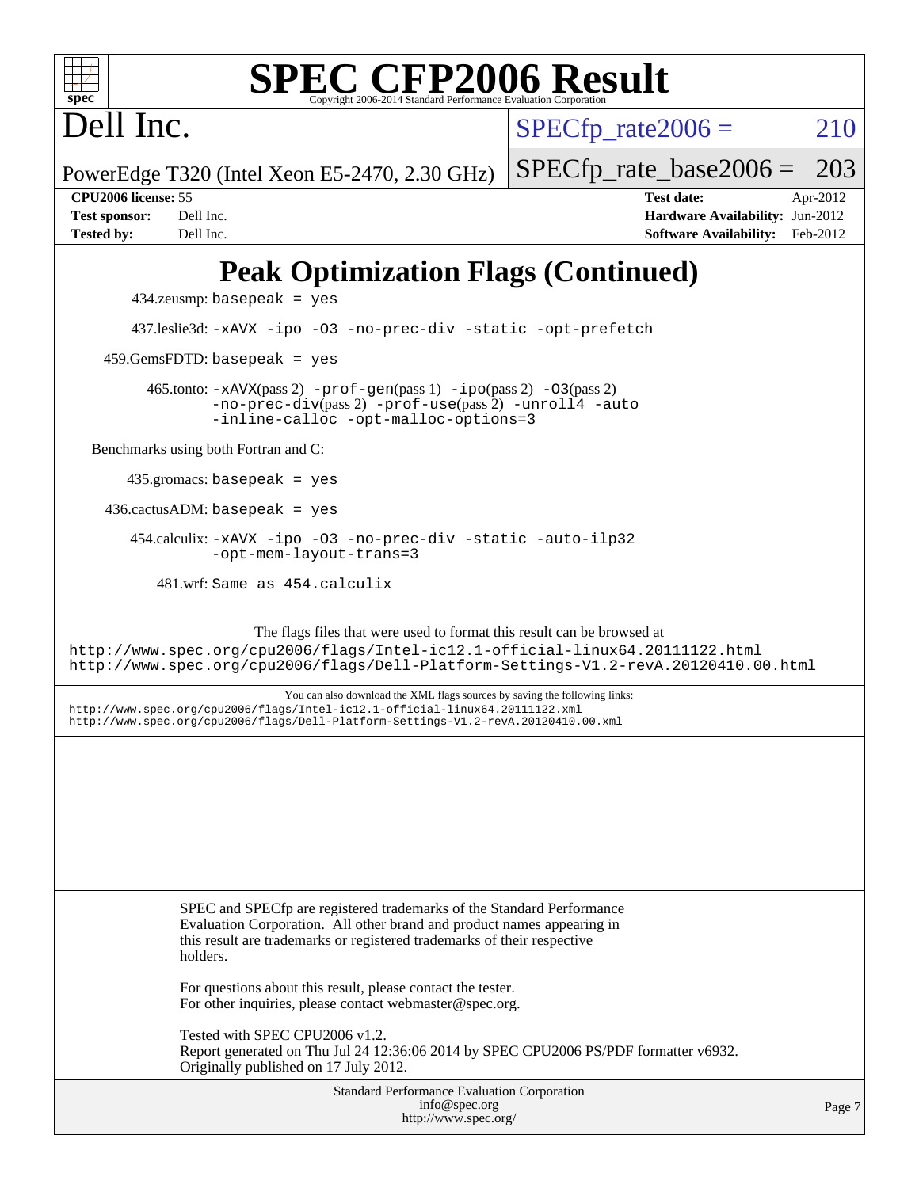# Peak Optimization Flags (Continued)

434.zeusmp: basepeak = yes

437.leslie3d: -xAVX -ipo -O3 -no-prec-div -static -opt-prefetch

459.GemsFDTD: basepeak = yes

465.tonto: -xAVX(pass 2) -prof-gen(pass 1) -ipo(pass 2) -O3(pass 2) -no-prec-div(pass 2) -prof-use(pass 2) -unroll4 -auto -inline-calloc -opt-malloc-options=3

Benchmarks using both Fortran and C:

435.gromacs: basepeak = yes

436.cactusADM: basepeak = yes

454.calculix: -xAVX -ipo -O3 -no-prec-div -static -auto-ilp32 -opt-mem-layout-trans=3

481.wrf: Same as 454.calculix

The flags files that were used to format this result can be browsed at
http://www.spec.org/cpu2006/flags/Intel-ic12.1-official-linux64.20111122.html
http://www.spec.org/cpu2006/flags/Dell-Platform-Settings-V1.2-revA.20120410.00.html

You can also download the XML flags sources by saving the following links:
http://www.spec.org/cpu2006/flags/Intel-ic12.1-official-linux64.20111122.xml
http://www.spec.org/cpu2006/flags/Dell-Platform-Settings-V1.2-revA.20120410.00.xml

SPEC and SPECfp are registered trademarks of the Standard Performance Evaluation Corporation. All other brand and product names appearing in this result are trademarks or registered trademarks of their respective holders.

For questions about this result, please contact the tester.
For other inquiries, please contact webmaster@spec.org.

Tested with SPEC CPU2006 v1.2.
Report generated on Thu Jul 24 12:36:06 2014 by SPEC CPU2006 PS/PDF formatter v6932.
Originally published on 17 July 2012.